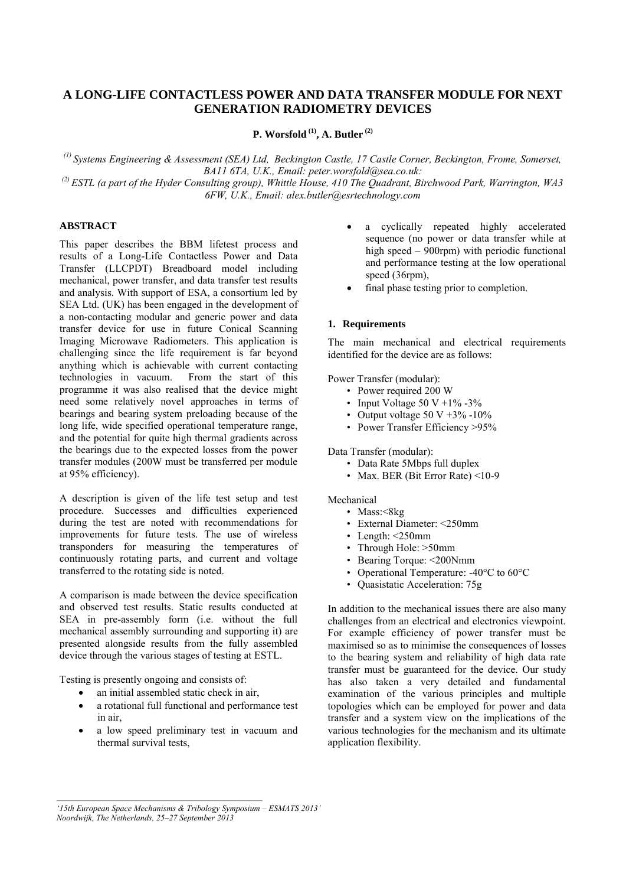# A LONG-LIFE CONTACTLESS POWER AND DATA TRANSFER MODULE FOR NEXT GENERATION RADIOMETRY DEVICES

**P. Worsfold [(1)], A. Butler [(2)]**

*[(1)] Systems Engineering & Assessment (SEA) Ltd, Beckington Castle, 17 Castle Corner, Beckington, Frome, Somerset, BA11 6TA, U.K., Email: peter.worsfold@sea.co.uk:*
*[(2)] ESTL (a part of the Hyder Consulting group), Whittle House, 410 The Quadrant, Birchwood Park, Warrington, WA3 6FW, U.K., Email: alex.butler@esrtechnology.com*

## ABSTRACT

This paper describes the BBM lifetest process and results of a Long-Life Contactless Power and Data Transfer (LLCPDT) Breadboard model including mechanical, power transfer, and data transfer test results and analysis. With support of ESA, a consortium led by SEA Ltd. (UK) has been engaged in the development of a non-contacting modular and generic power and data transfer device for use in future Conical Scanning Imaging Microwave Radiometers. This application is challenging since the life requirement is far beyond anything which is achievable with current contacting technologies in vacuum. From the start of this programme it was also realised that the device might need some relatively novel approaches in terms of bearings and bearing system preloading because of the long life, wide specified operational temperature range, and the potential for quite high thermal gradients across the bearings due to the expected losses from the power transfer modules (200W must be transferred per module at 95% efficiency).

A description is given of the life test setup and test procedure. Successes and difficulties experienced during the test are noted with recommendations for improvements for future tests. The use of wireless transponders for measuring the temperatures of continuously rotating parts, and current and voltage transferred to the rotating side is noted.

A comparison is made between the device specification and observed test results. Static results conducted at SEA in pre-assembly form (i.e. without the full mechanical assembly surrounding and supporting it) are presented alongside results from the fully assembled device through the various stages of testing at ESTL.

Testing is presently ongoing and consists of:

- an initial assembled static check in air,
- a rotational full functional and performance test in air,
- a low speed preliminary test in vacuum and thermal survival tests,
- a cyclically repeated highly accelerated sequence (no power or data transfer while at high speed – 900rpm) with periodic functional and performance testing at the low operational speed (36rpm),
- final phase testing prior to completion.

## 1. Requirements

The main mechanical and electrical requirements identified for the device are as follows:

Power Transfer (modular):

- Power required 200 W
- Input Voltage 50 V +1% -3%
- Output voltage 50 V +3% -10%
- Power Transfer Efficiency >95%

Data Transfer (modular):

- Data Rate 5Mbps full duplex
- Max. BER (Bit Error Rate) <10-9

Mechanical

- Mass:<8kg
- External Diameter: <250mm
- Length: <250mm
- Through Hole: >50mm
- Bearing Torque: <200Nmm
- Operational Temperature: -40°C to 60°C
- Quasistatic Acceleration: 75g

In addition to the mechanical issues there are also many challenges from an electrical and electronics viewpoint. For example efficiency of power transfer must be maximised so as to minimise the consequences of losses to the bearing system and reliability of high data rate transfer must be guaranteed for the device. Our study has also taken a very detailed and fundamental examination of the various principles and multiple topologies which can be employed for power and data transfer and a system view on the implications of the various technologies for the mechanism and its ultimate application flexibility.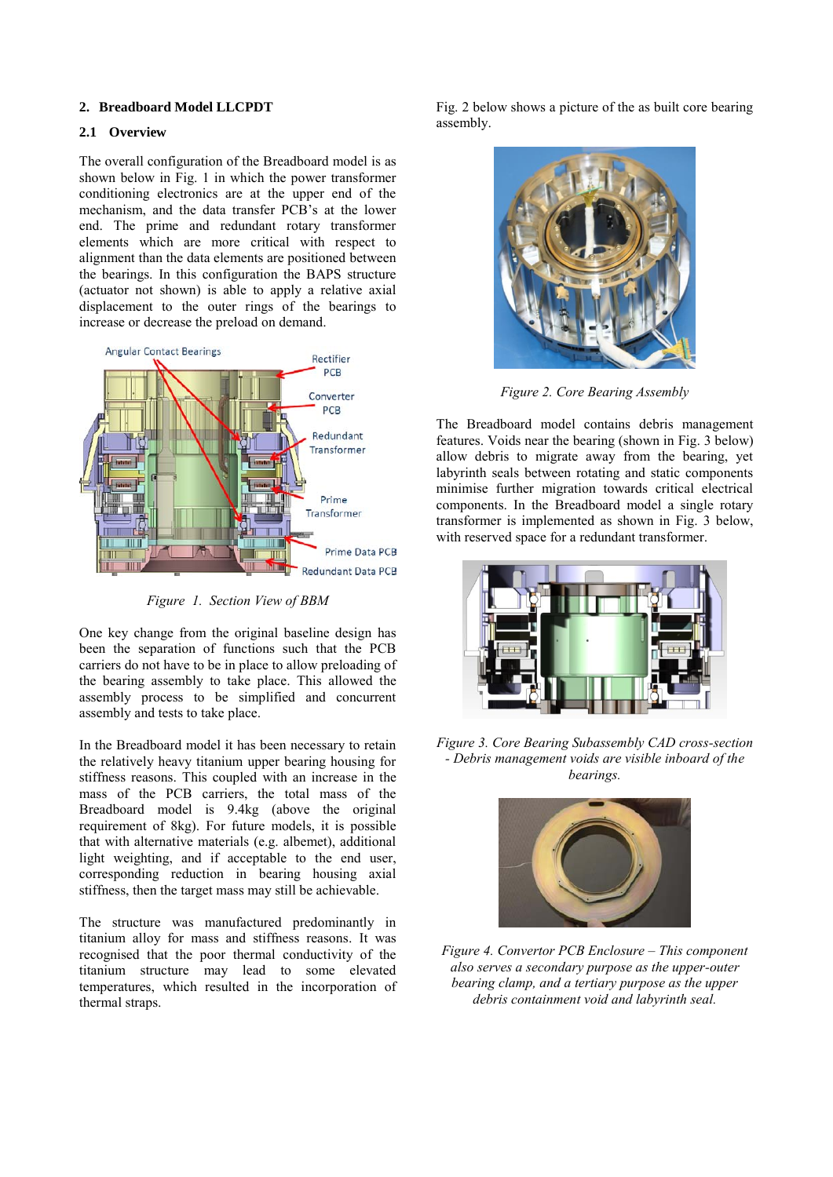## 2. Breadboard Model LLCPDT

### 2.1 Overview

The overall configuration of the Breadboard model is as shown below in Fig. 1 in which the power transformer conditioning electronics are at the upper end of the mechanism, and the data transfer PCB's at the lower end. The prime and redundant rotary transformer elements which are more critical with respect to alignment than the data elements are positioned between the bearings. In this configuration the BAPS structure (actuator not shown) is able to apply a relative axial displacement to the outer rings of the bearings to increase or decrease the preload on demand.

*Figure 1. Section View of BBM*

One key change from the original baseline design has been the separation of functions such that the PCB carriers do not have to be in place to allow preloading of the bearing assembly to take place. This allowed the assembly process to be simplified and concurrent assembly and tests to take place.

In the Breadboard model it has been necessary to retain the relatively heavy titanium upper bearing housing for stiffness reasons. This coupled with an increase in the mass of the PCB carriers, the total mass of the Breadboard model is 9.4kg (above the original requirement of 8kg). For future models, it is possible that with alternative materials (e.g. albemet), additional light weighting, and if acceptable to the end user, corresponding reduction in bearing housing axial stiffness, then the target mass may still be achievable.

The structure was manufactured predominantly in titanium alloy for mass and stiffness reasons. It was recognised that the poor thermal conductivity of the titanium structure may lead to some elevated temperatures, which resulted in the incorporation of thermal straps.

Fig. 2 below shows a picture of the as built core bearing assembly.

*Figure 2. Core Bearing Assembly*

The Breadboard model contains debris management features. Voids near the bearing (shown in Fig. 3 below) allow debris to migrate away from the bearing, yet labyrinth seals between rotating and static components minimise further migration towards critical electrical components. In the Breadboard model a single rotary transformer is implemented as shown in Fig. 3 below, with reserved space for a redundant transformer.

*Figure 3. Core Bearing Subassembly CAD cross-section - Debris management voids are visible inboard of the bearings.*

*Figure 4. Convertor PCB Enclosure – This component also serves a secondary purpose as the upper-outer bearing clamp, and a tertiary purpose as the upper debris containment void and labyrinth seal.*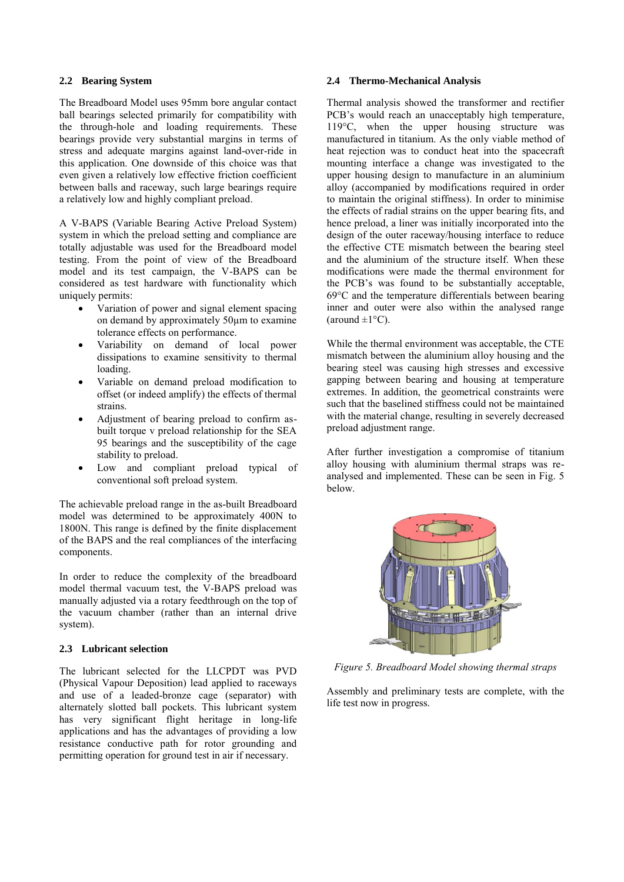### 2.2 Bearing System

The Breadboard Model uses 95mm bore angular contact ball bearings selected primarily for compatibility with the through-hole and loading requirements. These bearings provide very substantial margins in terms of stress and adequate margins against land-over-ride in this application. One downside of this choice was that even given a relatively low effective friction coefficient between balls and raceway, such large bearings require a relatively low and highly compliant preload.

A V-BAPS (Variable Bearing Active Preload System) system in which the preload setting and compliance are totally adjustable was used for the Breadboard model testing. From the point of view of the Breadboard model and its test campaign, the V-BAPS can be considered as test hardware with functionality which uniquely permits:

- Variation of power and signal element spacing on demand by approximately 50µm to examine tolerance effects on performance.
- Variability on demand of local power dissipations to examine sensitivity to thermal loading.
- Variable on demand preload modification to offset (or indeed amplify) the effects of thermal strains.
- Adjustment of bearing preload to confirm as-built torque v preload relationship for the SEA 95 bearings and the susceptibility of the cage stability to preload.
- Low and compliant preload typical of conventional soft preload system.

The achievable preload range in the as-built Breadboard model was determined to be approximately 400N to 1800N. This range is defined by the finite displacement of the BAPS and the real compliances of the interfacing components.

In order to reduce the complexity of the breadboard model thermal vacuum test, the V-BAPS preload was manually adjusted via a rotary feedthrough on the top of the vacuum chamber (rather than an internal drive system).

### 2.3 Lubricant selection

The lubricant selected for the LLCPDT was PVD (Physical Vapour Deposition) lead applied to raceways and use of a leaded-bronze cage (separator) with alternately slotted ball pockets. This lubricant system has very significant flight heritage in long-life applications and has the advantages of providing a low resistance conductive path for rotor grounding and permitting operation for ground test in air if necessary.

### 2.4 Thermo-Mechanical Analysis

Thermal analysis showed the transformer and rectifier PCB's would reach an unacceptably high temperature, 119°C, when the upper housing structure was manufactured in titanium. As the only viable method of heat rejection was to conduct heat into the spacecraft mounting interface a change was investigated to the upper housing design to manufacture in an aluminium alloy (accompanied by modifications required in order to maintain the original stiffness). In order to minimise the effects of radial strains on the upper bearing fits, and hence preload, a liner was initially incorporated into the design of the outer raceway/housing interface to reduce the effective CTE mismatch between the bearing steel and the aluminium of the structure itself. When these modifications were made the thermal environment for the PCB's was found to be substantially acceptable, 69°C and the temperature differentials between bearing inner and outer were also within the analysed range (around ±1°C).

While the thermal environment was acceptable, the CTE mismatch between the aluminium alloy housing and the bearing steel was causing high stresses and excessive gapping between bearing and housing at temperature extremes. In addition, the geometrical constraints were such that the baselined stiffness could not be maintained with the material change, resulting in severely decreased preload adjustment range.

After further investigation a compromise of titanium alloy housing with aluminium thermal straps was re-analysed and implemented. These can be seen in Fig. 5 below.

*Figure 5. Breadboard Model showing thermal straps*

Assembly and preliminary tests are complete, with the life test now in progress.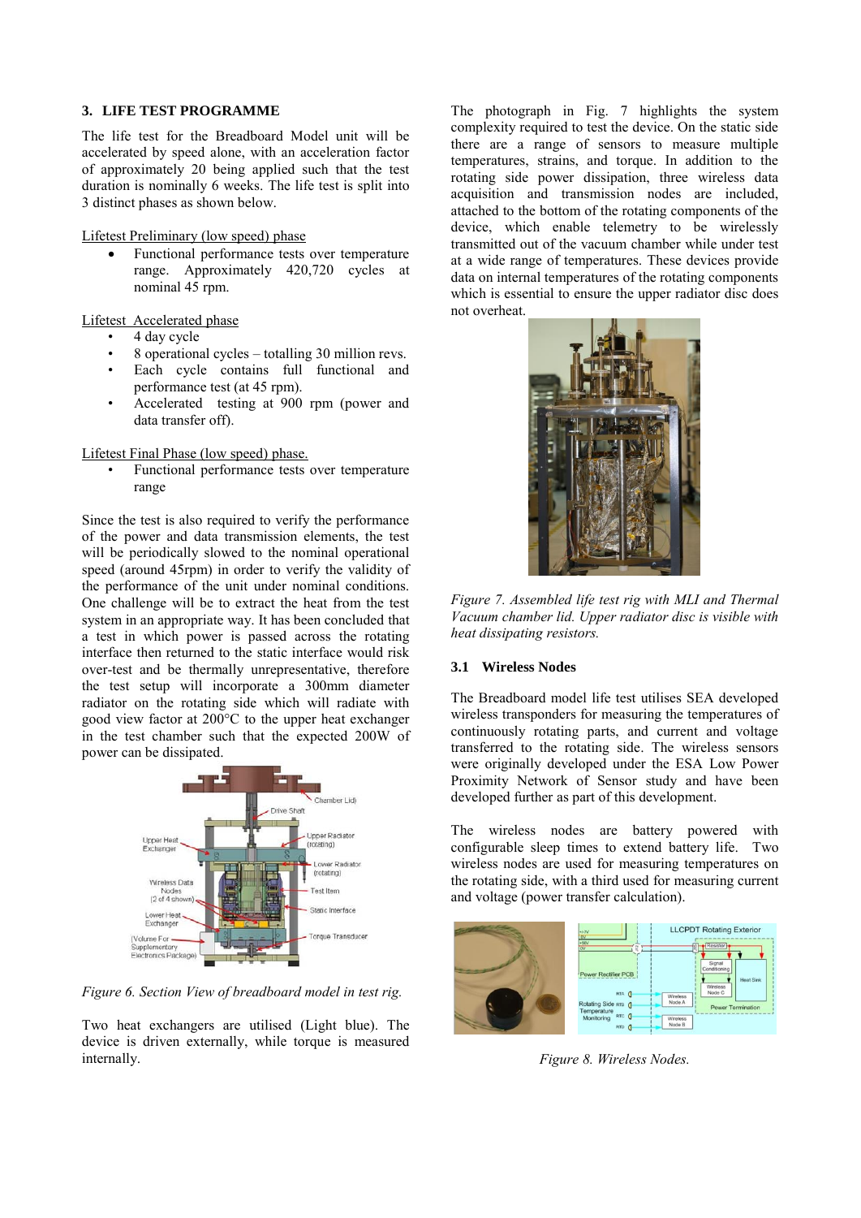## 3. LIFE TEST PROGRAMME

The life test for the Breadboard Model unit will be accelerated by speed alone, with an acceleration factor of approximately 20 being applied such that the test duration is nominally 6 weeks. The life test is split into 3 distinct phases as shown below.

Lifetest Preliminary (low speed) phase

- Functional performance tests over temperature range. Approximately 420,720 cycles at nominal 45 rpm.

Lifetest Accelerated phase

- 4 day cycle
- 8 operational cycles – totalling 30 million revs.
- Each cycle contains full functional and performance test (at 45 rpm).
- Accelerated testing at 900 rpm (power and data transfer off).

Lifetest Final Phase (low speed) phase.

- Functional performance tests over temperature range

Since the test is also required to verify the performance of the power and data transmission elements, the test will be periodically slowed to the nominal operational speed (around 45rpm) in order to verify the validity of the performance of the unit under nominal conditions. One challenge will be to extract the heat from the test system in an appropriate way. It has been concluded that a test in which power is passed across the rotating interface then returned to the static interface would risk over-test and be thermally unrepresentative, therefore the test setup will incorporate a 300mm diameter radiator on the rotating side which will radiate with good view factor at 200°C to the upper heat exchanger in the test chamber such that the expected 200W of power can be dissipated.

Chamber Lid
Drive Shaft
Upper Heat Exchanger
Upper Radiator (rotating)
Lower Radiator (rotating)
Wireless Data Nodes (2 of 4 shown)
Test Item
Static Interface
Lower Heat Exchanger
Volume For Supplementary Electronics Package
Torque Transducer

*Figure 6. Section View of breadboard model in test rig.*

Two heat exchangers are utilised (Light blue). The device is driven externally, while torque is measured internally.

The photograph in Fig. 7 highlights the system complexity required to test the device. On the static side there are a range of sensors to measure multiple temperatures, strains, and torque. In addition to the rotating side power dissipation, three wireless data acquisition and transmission nodes are included, attached to the bottom of the rotating components of the device, which enable telemetry to be wirelessly transmitted out of the vacuum chamber while under test at a wide range of temperatures. These devices provide data on internal temperatures of the rotating components which is essential to ensure the upper radiator disc does not overheat.

*Figure 7. Assembled life test rig with MLI and Thermal Vacuum chamber lid. Upper radiator disc is visible with heat dissipating resistors.*

### 3.1 Wireless Nodes

The Breadboard model life test utilises SEA developed wireless transponders for measuring the temperatures of continuously rotating parts, and current and voltage transferred to the rotating side. The wireless sensors were originally developed under the ESA Low Power Proximity Network of Sensor study and have been developed further as part of this development.

The wireless nodes are battery powered with configurable sleep times to extend battery life. Two wireless nodes are used for measuring temperatures on the rotating side, with a third used for measuring current and voltage (power transfer calculation).

LLCPDT Rotating Exterior
Power Rectifier PCB
Resistor
Signal Conditioning
Heat Sink
Wireless Node C
Power Termination
Rotating Side Temperature Monitoring
Wireless Node A
Wireless Node B
RTD

*Figure 8. Wireless Nodes.*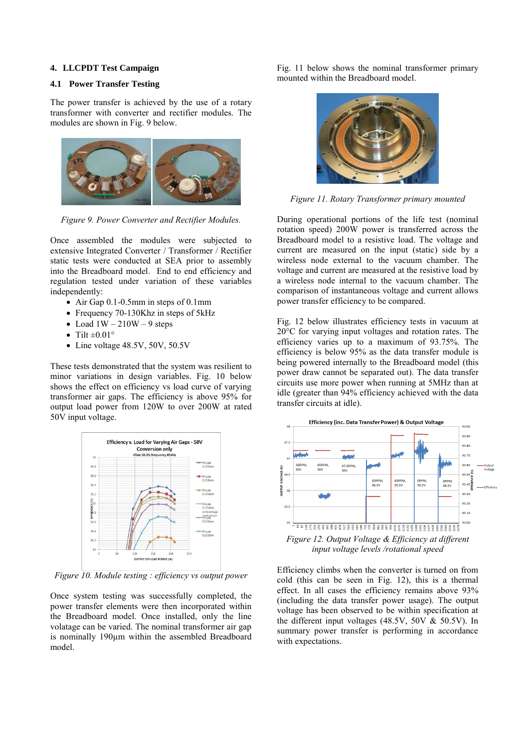## 4. LLCPDT Test Campaign

### 4.1 Power Transfer Testing

The power transfer is achieved by the use of a rotary transformer with converter and rectifier modules. The modules are shown in Fig. 9 below.

*Figure 9. Power Converter and Rectifier Modules.*

Once assembled the modules were subjected to extensive Integrated Converter / Transformer / Rectifier static tests were conducted at SEA prior to assembly into the Breadboard model. End to end efficiency and regulation tested under variation of these variables independently:

- Air Gap 0.1-0.5mm in steps of 0.1mm
- Frequency 70-130Khz in steps of 5kHz
- Load 1W – 210W – 9 steps
- Tilt ±0.01°
- Line voltage 48.5V, 50V, 50.5V

These tests demonstrated that the system was resilient to minor variations in design variables. Fig. 10 below shows the effect on efficiency vs load curve of varying transformer air gaps. The efficiency is above 95% for output load power from 120W to over 200W at rated 50V input voltage.

Efficiency v. Load for Varying Air Gaps - 50V
Conversion only
Vline 50.0V, frequency 85kHz

*Figure 10. Module testing : efficiency vs output power*

Once system testing was successfully completed, the power transfer elements were then incorporated within the Breadboard model. Once installed, only the line volatage can be varied. The nominal transformer air gap is nominally 190µm within the assembled Breadboard model.

Fig. 11 below shows the nominal transformer primary mounted within the Breadboard model.

*Figure 11. Rotary Transformer primary mounted*

During operational portions of the life test (nominal rotation speed) 200W power is transferred across the Breadboard model to a resistive load. The voltage and current are measured on the input (static) side by a wireless node external to the vacuum chamber. The voltage and current are measured at the resistive load by a wireless node internal to the vacuum chamber. The comparison of instantaneous voltage and current allows power transfer efficiency to be compared.

Fig. 12 below illustrates efficiency tests in vacuum at 20°C for varying input voltages and rotation rates. The efficiency varies up to a maximum of 93.75%. The efficiency is below 95% as the data transfer module is being powered internally to the Breadboard model (this power draw cannot be separated out). The data transfer circuits use more power when running at 5MHz than at idle (greater than 94% efficiency achieved with the data transfer circuits at idle).

Efficiency (inc. Data Transfer Power) & Output Voltage

*Figure 12. Output Voltage & Efficiency at different input voltage levels /rotational speed*

Efficiency climbs when the converter is turned on from cold (this can be seen in Fig. 12), this is a thermal effect. In all cases the efficiency remains above 93% (including the data transfer power usage). The output voltage has been observed to be within specification at the different input voltages (48.5V, 50V & 50.5V). In summary power transfer is performing in accordance with expectations.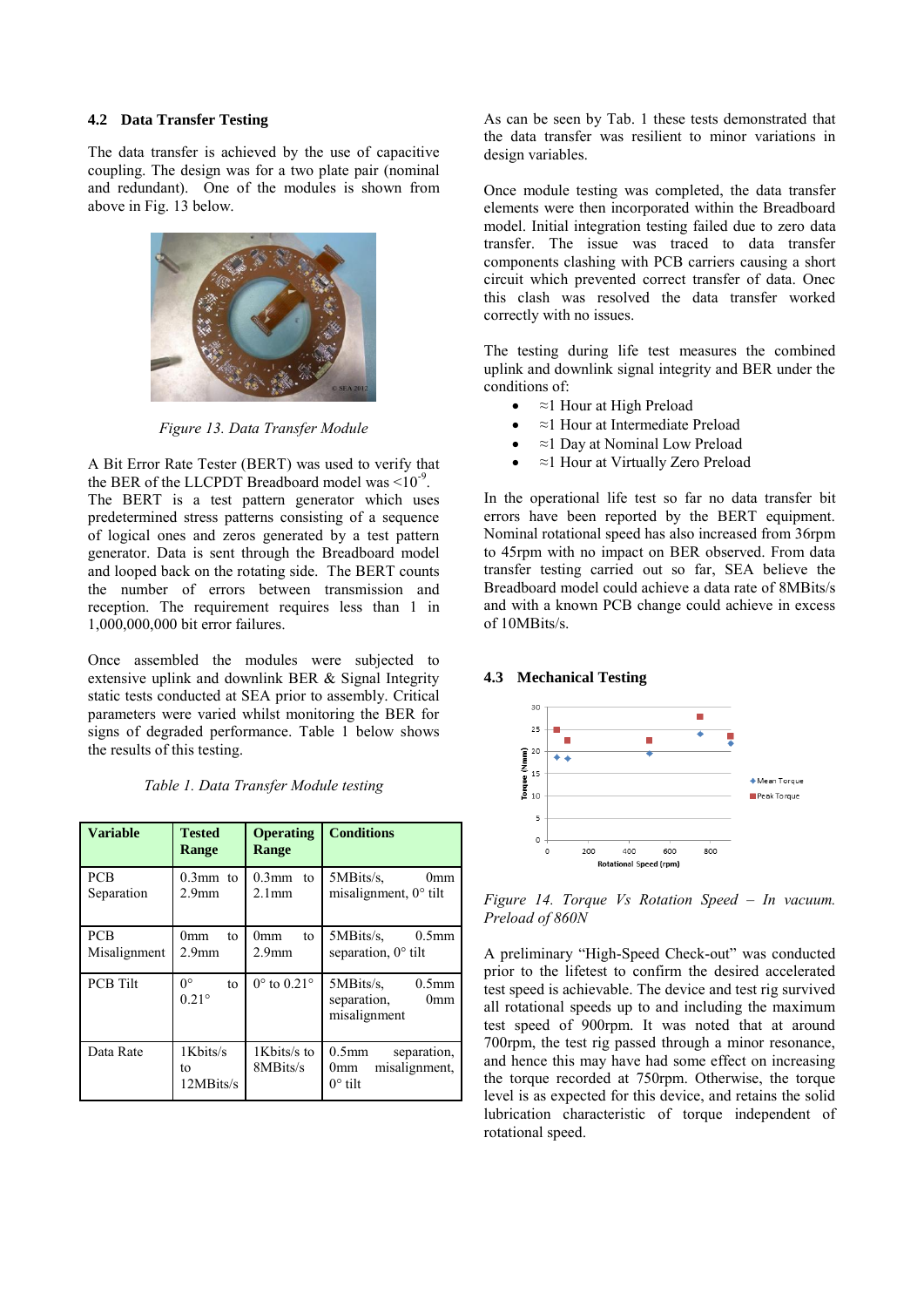### 4.2 Data Transfer Testing

The data transfer is achieved by the use of capacitive coupling. The design was for a two plate pair (nominal and redundant). One of the modules is shown from above in Fig. 13 below.

*Figure 13. Data Transfer Module*

A Bit Error Rate Tester (BERT) was used to verify that the BER of the LLCPDT Breadboard model was $<10^{-9}$. The BERT is a test pattern generator which uses predetermined stress patterns consisting of a sequence of logical ones and zeros generated by a test pattern generator. Data is sent through the Breadboard model and looped back on the rotating side. The BERT counts the number of errors between transmission and reception. The requirement requires less than 1 in 1,000,000,000 bit error failures.

Once assembled the modules were subjected to extensive uplink and downlink BER & Signal Integrity static tests conducted at SEA prior to assembly. Critical parameters were varied whilst monitoring the BER for signs of degraded performance. Table 1 below shows the results of this testing.

*Table 1. Data Transfer Module testing*

| Variable | Tested Range | Operating Range | Conditions |
|---|---|---|---|
| PCB Separation | 0.3mm to 2.9mm | 0.3mm to 2.1mm | 5MBits/s, 0mm misalignment, 0° tilt |
| PCB Misalignment | 0mm to 2.9mm | 0mm to 2.9mm | 5MBits/s, 0.5mm separation, 0° tilt |
| PCB Tilt | 0° to 0.21° | 0° to 0.21° | 5MBits/s, 0.5mm separation, 0mm misalignment |
| Data Rate | 1Kbits/s to 12MBits/s | 1Kbits/s to 8MBits/s | 0.5mm separation, 0mm misalignment, 0° tilt |

As can be seen by Tab. 1 these tests demonstrated that the data transfer was resilient to minor variations in design variables.

Once module testing was completed, the data transfer elements were then incorporated within the Breadboard model. Initial integration testing failed due to zero data transfer. The issue was traced to data transfer components clashing with PCB carriers causing a short circuit which prevented correct transfer of data. Onec this clash was resolved the data transfer worked correctly with no issues.

The testing during life test measures the combined uplink and downlink signal integrity and BER under the conditions of:

- ≈1 Hour at High Preload
- ≈1 Hour at Intermediate Preload
- ≈1 Day at Nominal Low Preload
- ≈1 Hour at Virtually Zero Preload

In the operational life test so far no data transfer bit errors have been reported by the BERT equipment. Nominal rotational speed has also increased from 36rpm to 45rpm with no impact on BER observed. From data transfer testing carried out so far, SEA believe the Breadboard model could achieve a data rate of 8MBits/s and with a known PCB change could achieve in excess of 10MBits/s.

### 4.3 Mechanical Testing

30
25
20
15
10
5
0
Torque (Nmm)
0
200
400
600
800
Rotational Speed (rpm)
Mean Torque
Peak Torque

*Figure 14. Torque Vs Rotation Speed – In vacuum. Preload of 860N*

A preliminary "High-Speed Check-out" was conducted prior to the lifetest to confirm the desired accelerated test speed is achievable. The device and test rig survived all rotational speeds up to and including the maximum test speed of 900rpm. It was noted that at around 700rpm, the test rig passed through a minor resonance, and hence this may have had some effect on increasing the torque recorded at 750rpm. Otherwise, the torque level is as expected for this device, and retains the solid lubrication characteristic of torque independent of rotational speed.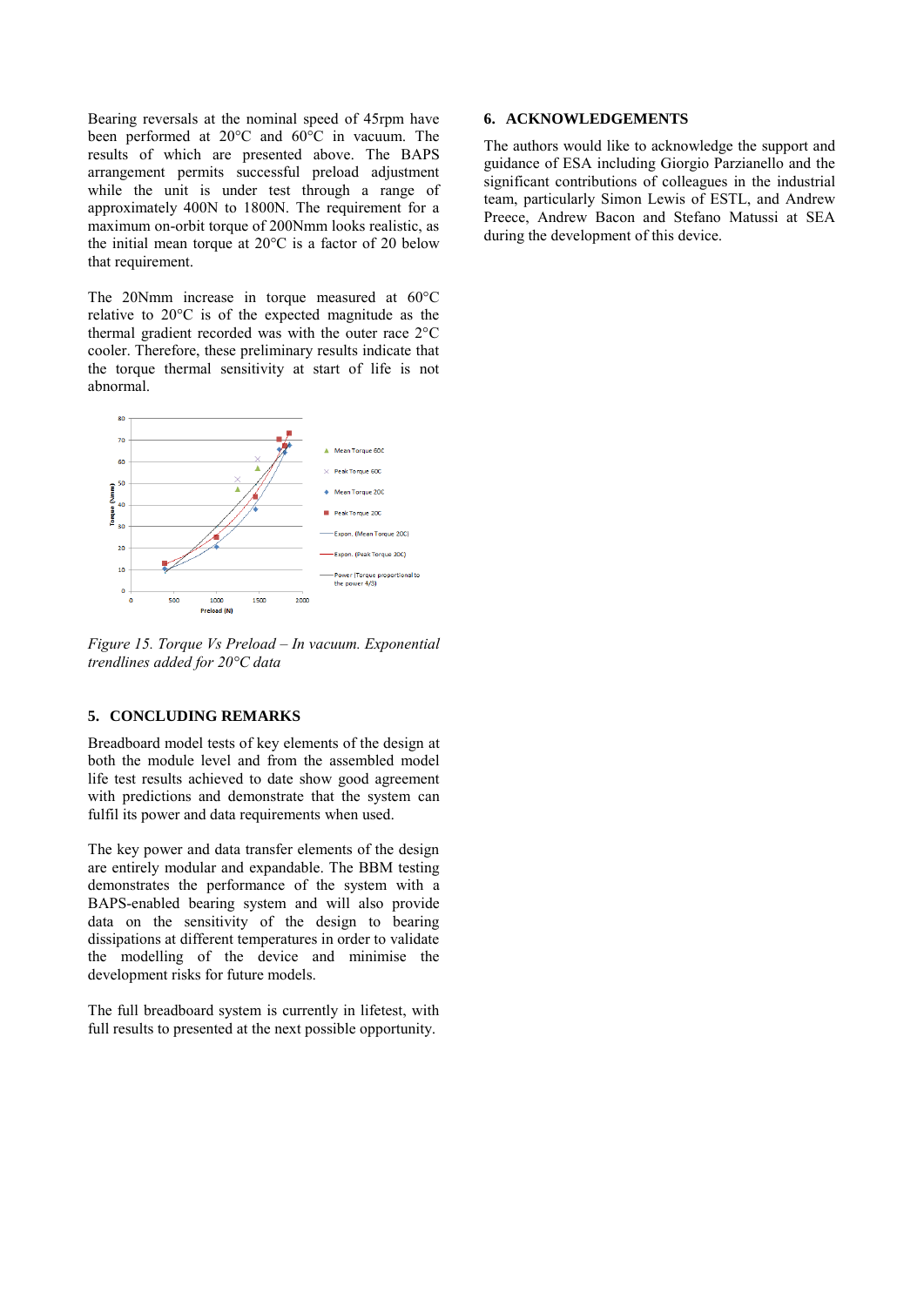Bearing reversals at the nominal speed of 45rpm have been performed at 20°C and 60°C in vacuum. The results of which are presented above. The BAPS arrangement permits successful preload adjustment while the unit is under test through a range of approximately 400N to 1800N. The requirement for a maximum on-orbit torque of 200Nmm looks realistic, as the initial mean torque at 20°C is a factor of 20 below that requirement.

The 20Nmm increase in torque measured at 60°C relative to 20°C is of the expected magnitude as the thermal gradient recorded was with the outer race 2°C cooler. Therefore, these preliminary results indicate that the torque thermal sensitivity at start of life is not abnormal.

80
70
60
50
40
30
20
10
0
Torque (Nmm)
0
500
1000
1500
2000
Preload (N)
Mean Torque 60C
Peak Torque 60C
Mean Torque 20C
Peak Torque 20C
Expon. (Mean Torque 20C)
Expon. (Peak Torque 20C)
Power (Torque proportional to the power 4/3)

*Figure 15. Torque Vs Preload – In vacuum. Exponential trendlines added for 20°C data*

## 5. CONCLUDING REMARKS

Breadboard model tests of key elements of the design at both the module level and from the assembled model life test results achieved to date show good agreement with predictions and demonstrate that the system can fulfil its power and data requirements when used.

The key power and data transfer elements of the design are entirely modular and expandable. The BBM testing demonstrates the performance of the system with a BAPS-enabled bearing system and will also provide data on the sensitivity of the design to bearing dissipations at different temperatures in order to validate the modelling of the device and minimise the development risks for future models.

The full breadboard system is currently in lifetest, with full results to presented at the next possible opportunity.

## 6. ACKNOWLEDGEMENTS

The authors would like to acknowledge the support and guidance of ESA including Giorgio Parzianello and the significant contributions of colleagues in the industrial team, particularly Simon Lewis of ESTL, and Andrew Preece, Andrew Bacon and Stefano Matussi at SEA during the development of this device.